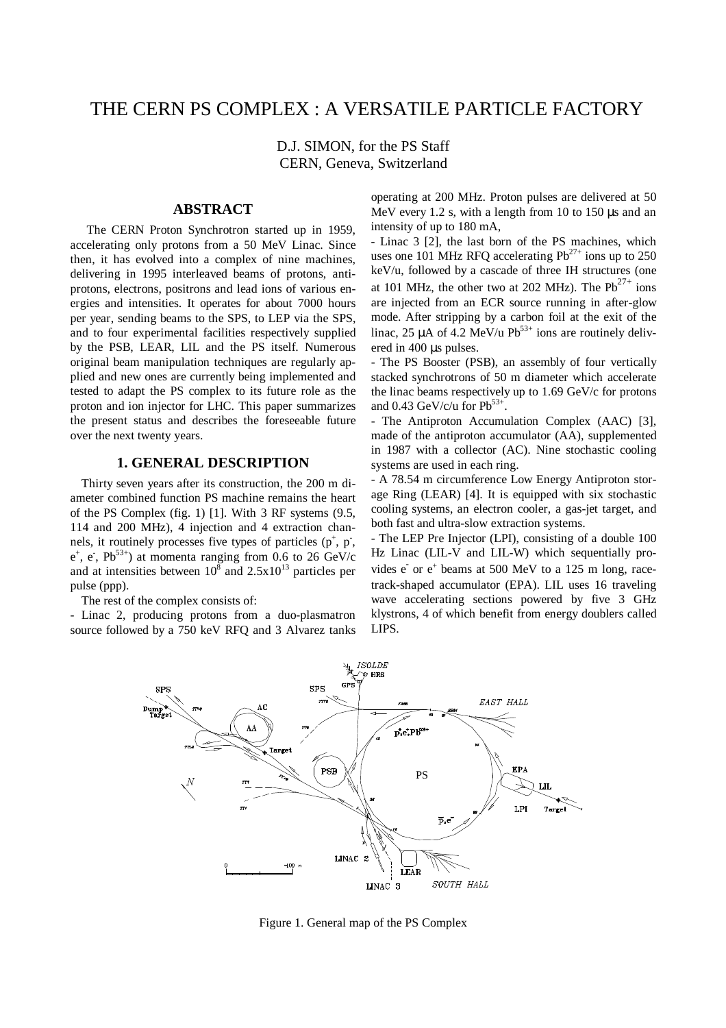# THE CERN PS COMPLEX : A VERSATILE PARTICLE FACTORY

D.J. SIMON, for the PS Staff
CERN, Geneva, Switzerland

## ABSTRACT

The CERN Proton Synchrotron started up in 1959, accelerating only protons from a 50 MeV Linac. Since then, it has evolved into a complex of nine machines, delivering in 1995 interleaved beams of protons, antiprotons, electrons, positrons and lead ions of various energies and intensities. It operates for about 7000 hours per year, sending beams to the SPS, to LEP via the SPS, and to four experimental facilities respectively supplied by the PSB, LEAR, LIL and the PS itself. Numerous original beam manipulation techniques are regularly applied and new ones are currently being implemented and tested to adapt the PS complex to its future role as the proton and ion injector for LHC. This paper summarizes the present status and describes the foreseeable future over the next twenty years.

## 1. GENERAL DESCRIPTION

Thirty seven years after its construction, the 200 m diameter combined function PS machine remains the heart of the PS Complex (fig. 1) [1]. With 3 RF systems (9.5, 114 and 200 MHz), 4 injection and 4 extraction channels, it routinely processes five types of particles ($p^+$, $p^-$, $e^+$, $e^-$, $Pb^{53+}$) at momenta ranging from 0.6 to 26 GeV/c and at intensities between $10^8$ and $2.5\mathrm{x}10^{13}$ particles per pulse (ppp).

The rest of the complex consists of:

- Linac 2, producing protons from a duo-plasmatron source followed by a 750 keV RFQ and 3 Alvarez tanks operating at 200 MHz. Proton pulses are delivered at 50 MeV every 1.2 s, with a length from 10 to 150 μs and an intensity of up to 180 mA,
- Linac 3 [2], the last born of the PS machines, which uses one 101 MHz RFQ accelerating $Pb^{27+}$ ions up to 250 keV/u, followed by a cascade of three IH structures (one at 101 MHz, the other two at 202 MHz). The $Pb^{27+}$ ions are injected from an ECR source running in after-glow mode. After stripping by a carbon foil at the exit of the linac, 25 μA of 4.2 MeV/u $Pb^{53+}$ ions are routinely delivered in 400 μs pulses.
- The PS Booster (PSB), an assembly of four vertically stacked synchrotrons of 50 m diameter which accelerate the linac beams respectively up to 1.69 GeV/c for protons and 0.43 GeV/c/u for $Pb^{53+}$.
- The Antiproton Accumulation Complex (AAC) [3], made of the antiproton accumulator (AA), supplemented in 1987 with a collector (AC). Nine stochastic cooling systems are used in each ring.
- A 78.54 m circumference Low Energy Antiproton storage Ring (LEAR) [4]. It is equipped with six stochastic cooling systems, an electron cooler, a gas-jet target, and both fast and ultra-slow extraction systems.
- The LEP Pre Injector (LPI), consisting of a double 100 Hz Linac (LIL-V and LIL-W) which sequentially provides $e^-$ or $e^+$ beams at 500 MeV to a 125 m long, racetrack-shaped accumulator (EPA). LIL uses 16 traveling wave accelerating sections powered by five 3 GHz klystrons, 4 of which benefit from energy doublers called LIPS.

Figure 1. General map of the PS Complex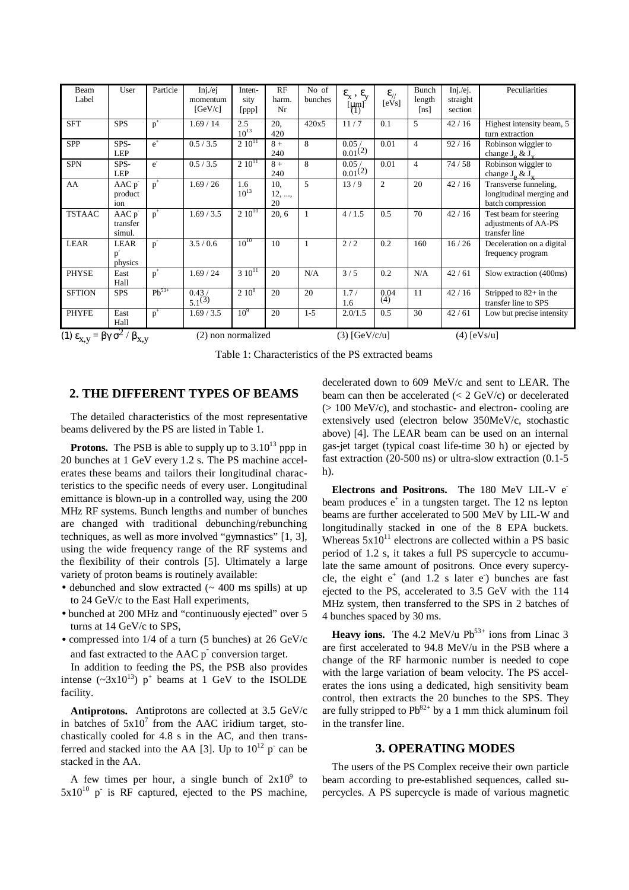| Beam Label | User | Particle | Inj./ej momentum [GeV/c] | Intensity [ppp] | RF harm. Nr | No of bunches | $\varepsilon_x$ , $\varepsilon_y$ [μm] (1) | $\varepsilon_{//}$ [eVs] | Bunch length [ns] | Inj./ej. straight section | Peculiarities |
|---|---|---|---|---|---|---|---|---|---|---|---|
| SFT | SPS | $p^+$ | 1.69 / 14 | $2.5\ 10^{13}$ | 20, 420 | 420x5 | 11 / 7 | 0.1 | 5 | 42 / 16 | Highest intensity beam, 5 turn extraction |
| SPP | SPS-LEP | $e^+$ | 0.5 / 3.5 | $2\ 10^{11}$ | 8 + 240 | 8 | 0.05 / 0.01(2) | 0.01 | 4 | 92 / 16 | Robinson wiggler to change $J_e$ & $J_x$ |
| SPN | SPS-LEP | $e^-$ | 0.5 / 3.5 | $2\ 10^{11}$ | 8 + 240 | 8 | 0.05 / 0.01(2) | 0.01 | 4 | 74 / 58 | Robinson wiggler to change $J_e$ & $J_x$ |
| AA | AAC $p^-$ production | $p^+$ | 1.69 / 26 | $1.6\ 10^{13}$ | 10, 12, ..., 20 | 5 | 13 / 9 | 2 | 20 | 42 / 16 | Transverse funneling, longitudinal merging and batch compression |
| TSTAAC | AAC $p^-$ transfer simul. | $p^+$ | 1.69 / 3.5 | $2\ 10^{10}$ | 20, 6 | 1 | 4 / 1.5 | 0.5 | 70 | 42 / 16 | Test beam for steering adjustments of AA-PS transfer line |
| LEAR | LEAR $p^-$ physics | $p^-$ | 3.5 / 0.6 | $10^{10}$ | 10 | 1 | 2 / 2 | 0.2 | 160 | 16 / 26 | Deceleration on a digital frequency program |
| PHYSE | East Hall | $p^+$ | 1.69 / 24 | $3\ 10^{11}$ | 20 | N/A | 3 / 5 | 0.2 | N/A | 42 / 61 | Slow extraction (400ms) |
| SFTION | SPS | $Pb^{53+}$ | 0.43 / 5.1(3) | $2\ 10^{8}$ | 20 | 20 | 1.7 / 1.6 | 0.04 (4) | 11 | 42 / 16 | Stripped to 82+ in the transfer line to SPS |
| PHYFE | East Hall | $p^+$ | 1.69 / 3.5 | $10^{9}$ | 20 | 1-5 | 2.0/1.5 | 0.5 | 30 | 42 / 61 | Low but precise intensity |

(1) $\varepsilon_{x,y} = \beta\gamma\,\sigma^2 / \beta_{x,y}$ (2) non normalized (3) [GeV/c/u] (4) [eVs/u]

Table 1: Characteristics of the PS extracted beams

## 2. THE DIFFERENT TYPES OF BEAMS

The detailed characteristics of the most representative beams delivered by the PS are listed in Table 1.

**Protons.** The PSB is able to supply up to $3.10^{13}$ ppp in 20 bunches at 1 GeV every 1.2 s. The PS machine accelerates these beams and tailors their longitudinal characteristics to the specific needs of every user. Longitudinal emittance is blown-up in a controlled way, using the 200 MHz RF systems. Bunch lengths and number of bunches are changed with traditional debunching/rebunching techniques, as well as more involved "gymnastics" [1, 3], using the wide frequency range of the RF systems and the flexibility of their controls [5]. Ultimately a large variety of proton beams is routinely available:

- debunched and slow extracted (~ 400 ms spills) at up to 24 GeV/c to the East Hall experiments,
- bunched at 200 MHz and "continuously ejected" over 5 turns at 14 GeV/c to SPS,
- compressed into 1/4 of a turn (5 bunches) at 26 GeV/c and fast extracted to the AAC $p^-$ conversion target.

In addition to feeding the PS, the PSB also provides intense ($\sim 3x10^{13}$) $p^+$ beams at 1 GeV to the ISOLDE facility.

**Antiprotons.** Antiprotons are collected at 3.5 GeV/c in batches of $5x10^7$ from the AAC iridium target, stochastically cooled for 4.8 s in the AC, and then transferred and stacked into the AA [3]. Up to $10^{12}$ $p^-$ can be stacked in the AA.

A few times per hour, a single bunch of $2x10^9$ to $5x10^{10}$ $p^-$ is RF captured, ejected to the PS machine, decelerated down to 609 MeV/c and sent to LEAR. The beam can then be accelerated (< 2 GeV/c) or decelerated (> 100 MeV/c), and stochastic- and electron- cooling are extensively used (electron below 350MeV/c, stochastic above) [4]. The LEAR beam can be used on an internal gas-jet target (typical coast life-time 30 h) or ejected by fast extraction (20-500 ns) or ultra-slow extraction (0.1-5 h).

**Electrons and Positrons.** The 180 MeV LIL-V $e^-$ beam produces $e^+$ in a tungsten target. The 12 ns lepton beams are further accelerated to 500 MeV by LIL-W and longitudinally stacked in one of the 8 EPA buckets. Whereas $5x10^{11}$ electrons are collected within a PS basic period of 1.2 s, it takes a full PS supercycle to accumulate the same amount of positrons. Once every supercycle, the eight $e^+$ (and 1.2 s later $e^-$) bunches are fast ejected to the PS, accelerated to 3.5 GeV with the 114 MHz system, then transferred to the SPS in 2 batches of 4 bunches spaced by 30 ms.

**Heavy ions.** The 4.2 MeV/u $Pb^{53+}$ ions from Linac 3 are first accelerated to 94.8 MeV/u in the PSB where a change of the RF harmonic number is needed to cope with the large variation of beam velocity. The PS accelerates the ions using a dedicated, high sensitivity beam control, then extracts the 20 bunches to the SPS. They are fully stripped to $Pb^{82+}$ by a 1 mm thick aluminum foil in the transfer line.

## 3. OPERATING MODES

The users of the PS Complex receive their own particle beam according to pre-established sequences, called supercycles. A PS supercycle is made of various magnetic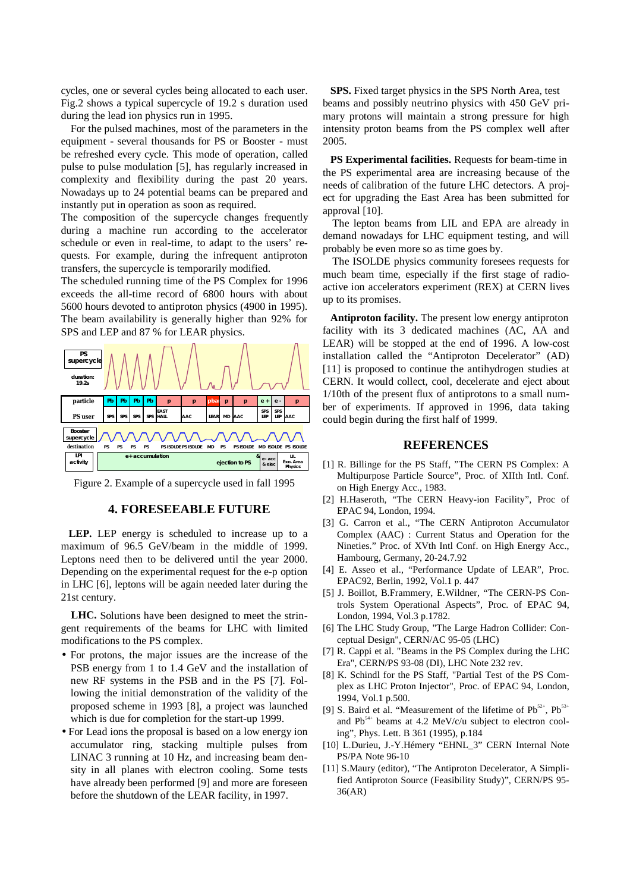cycles, one or several cycles being allocated to each user. Fig.2 shows a typical supercycle of 19.2 s duration used during the lead ion physics run in 1995.

For the pulsed machines, most of the parameters in the equipment - several thousands for PS or Booster - must be refreshed every cycle. This mode of operation, called pulse to pulse modulation [5], has regularly increased in complexity and flexibility during the past 20 years. Nowadays up to 24 potential beams can be prepared and instantly put in operation as soon as required.

The composition of the supercycle changes frequently during a machine run according to the accelerator schedule or even in real-time, to adapt to the users' requests. For example, during the infrequent antiproton transfers, the supercycle is temporarily modified.

The scheduled running time of the PS Complex for 1996 exceeds the all-time record of 6800 hours with about 5600 hours devoted to antiproton physics (4900 in 1995). The beam availability is generally higher than 92% for SPS and LEP and 87 % for LEAR physics.

PS supercycle
duration: 19.2s
particle: Pb Pb Pb Pb p p pbar p p e+ e- p
PS user: SPS SPS SPS SPS EAST HALL AAC LEAR MD AAC SPS LEP SPS LEP AAC
Booster supercycle
destination: PS PS PS PS PS ISOLDE PS ISOLDE MD PS PS ISOLDE MD ISOLDE PS ISOLDE
LPI activity: e+ accumulation ejection to PS & e- acc & ejec LIL Exp. Area Physics

Figure 2. Example of a supercycle used in fall 1995

## 4. FORESEEABLE FUTURE

**LEP.** LEP energy is scheduled to increase up to a maximum of 96.5 GeV/beam in the middle of 1999. Leptons need then to be delivered until the year 2000. Depending on the experimental request for the e-p option in LHC [6], leptons will be again needed later during the 21st century.

**LHC.** Solutions have been designed to meet the stringent requirements of the beams for LHC with limited modifications to the PS complex.

- For protons, the major issues are the increase of the PSB energy from 1 to 1.4 GeV and the installation of new RF systems in the PSB and in the PS [7]. Following the initial demonstration of the validity of the proposed scheme in 1993 [8], a project was launched which is due for completion for the start-up 1999.
- For Lead ions the proposal is based on a low energy ion accumulator ring, stacking multiple pulses from LINAC 3 running at 10 Hz, and increasing beam density in all planes with electron cooling. Some tests have already been performed [9] and more are foreseen before the shutdown of the LEAR facility, in 1997.

**SPS.** Fixed target physics in the SPS North Area, test beams and possibly neutrino physics with 450 GeV primary protons will maintain a strong pressure for high intensity proton beams from the PS complex well after 2005.

**PS Experimental facilities.** Requests for beam-time in the PS experimental area are increasing because of the needs of calibration of the future LHC detectors. A project for upgrading the East Area has been submitted for approval [10].

The lepton beams from LIL and EPA are already in demand nowadays for LHC equipment testing, and will probably be even more so as time goes by.

The ISOLDE physics community foresees requests for much beam time, especially if the first stage of radioactive ion accelerators experiment (REX) at CERN lives up to its promises.

**Antiproton facility.** The present low energy antiproton facility with its 3 dedicated machines (AC, AA and LEAR) will be stopped at the end of 1996. A low-cost installation called the "Antiproton Decelerator" (AD) [11] is proposed to continue the antihydrogen studies at CERN. It would collect, cool, decelerate and eject about 1/10th of the present flux of antiprotons to a small number of experiments. If approved in 1996, data taking could begin during the first half of 1999.

## REFERENCES

[1] R. Billinge for the PS Staff, "The CERN PS Complex: A Multipurpose Particle Source", Proc. of XIIth Intl. Conf. on High Energy Acc., 1983.

[2] H.Haseroth, "The CERN Heavy-ion Facility", Proc of EPAC 94, London, 1994.

[3] G. Carron et al., "The CERN Antiproton Accumulator Complex (AAC) : Current Status and Operation for the Nineties." Proc. of XVth Intl Conf. on High Energy Acc., Hambourg, Germany, 20-24.7.92

[4] E. Asseo et al., "Performance Update of LEAR", Proc. EPAC92, Berlin, 1992, Vol.1 p. 447

[5] J. Boillot, B.Frammery, E.Wildner, "The CERN-PS Controls System Operational Aspects", Proc. of EPAC 94, London, 1994, Vol.3 p.1782.

[6] The LHC Study Group, "The Large Hadron Collider: Conceptual Design", CERN/AC 95-05 (LHC)

[7] R. Cappi et al. "Beams in the PS Complex during the LHC Era", CERN/PS 93-08 (DI), LHC Note 232 rev.

[8] K. Schindl for the PS Staff, "Partial Test of the PS Complex as LHC Proton Injector", Proc. of EPAC 94, London, 1994, Vol.1 p.500.

[9] S. Baird et al. "Measurement of the lifetime of $Pb^{52+}$, $Pb^{53+}$ and $Pb^{54+}$ beams at 4.2 MeV/c/u subject to electron cooling", Phys. Lett. B 361 (1995), p.184

[10] L.Durieu, J.-Y.Hémery "EHNL_3" CERN Internal Note PS/PA Note 96-10

[11] S.Maury (editor), "The Antiproton Decelerator, A Simplified Antiproton Source (Feasibility Study)", CERN/PS 95-36(AR)